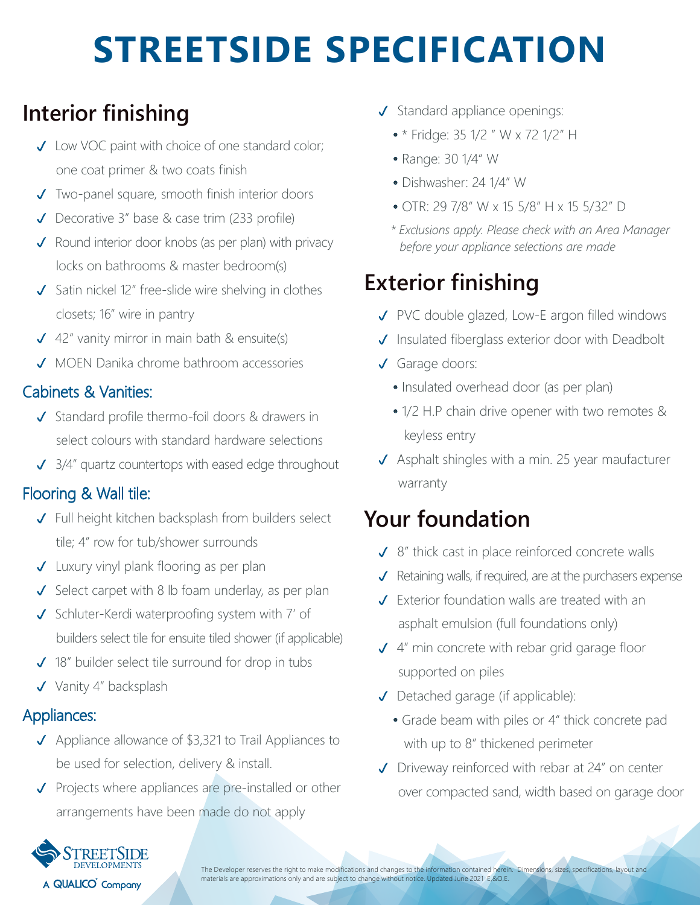# STREETSIDE SPECIFICATION

## Interior finishing

- ✓ Low VOC paint with choice of one standard color; one coat primer & two coats finish
- ✓ Two-panel square, smooth finish interior doors
- ✓ Decorative 3" base & case trim (233 profile)
- ✓ Round interior door knobs (as per plan) with privacy locks on bathrooms & master bedroom(s)
- ✓ Satin nickel 12" free-slide wire shelving in clothes closets; 16" wire in pantry
- ✓ 42" vanity mirror in main bath & ensuite(s)
- ✓ MOEN Danika chrome bathroom accessories

### Cabinets & Vanities:

- ✓ Standard profile thermo-foil doors & drawers in select colours with standard hardware selections
- ✓ 3/4" quartz countertops with eased edge throughout

### Flooring & Wall tile:

- ✓ Full height kitchen backsplash from builders select tile; 4" row for tub/shower surrounds
- ✓ Luxury vinyl plank flooring as per plan
- ✓ Select carpet with 8 lb foam underlay, as per plan
- ✓ Schluter-Kerdi waterproofing system with 7' of builders select tile for ensuite tiled shower (if applicable)
- ✓ 18" builder select tile surround for drop in tubs
- ✓ Vanity 4" backsplash

### Appliances:

- ✓ Appliance allowance of $3,321 to Trail Appliances to be used for selection, delivery & install.
- ✓ Projects where appliances are pre-installed or other arrangements have been made do not apply
- ✓ Standard appliance openings:
  - * Fridge: 35 1/2 " W x 72 1/2" H
  - Range: 30 1/4" W
  - Dishwasher: 24 1/4" W
  - OTR: 29 7/8" W x 15 5/8" H x 15 5/32" D

  *\* Exclusions apply. Please check with an Area Manager before your appliance selections are made*

## Exterior finishing

- ✓ PVC double glazed, Low-E argon filled windows
- ✓ Insulated fiberglass exterior door with Deadbolt
- ✓ Garage doors:
  - Insulated overhead door (as per plan)
  - 1/2 H.P chain drive opener with two remotes & keyless entry
- ✓ Asphalt shingles with a min. 25 year maufacturer warranty

## Your foundation

- ✓ 8" thick cast in place reinforced concrete walls
- ✓ Retaining walls, if required, are at the purchasers expense
- ✓ Exterior foundation walls are treated with an asphalt emulsion (full foundations only)
- ✓ 4" min concrete with rebar grid garage floor supported on piles
- ✓ Detached garage (if applicable):
  - Grade beam with piles or 4" thick concrete pad with up to 8" thickened perimeter
- ✓ Driveway reinforced with rebar at 24" on center over compacted sand, width based on garage door

STREETSIDE DEVELOPMENTS
A QUALICO® Company

The Developer reserves the right to make modifications and changes to the information contained herein. Dimensions, sizes, specifications, layout and materials are approximations only and are subject to change without notice. Updated June 2021 E.&O.E.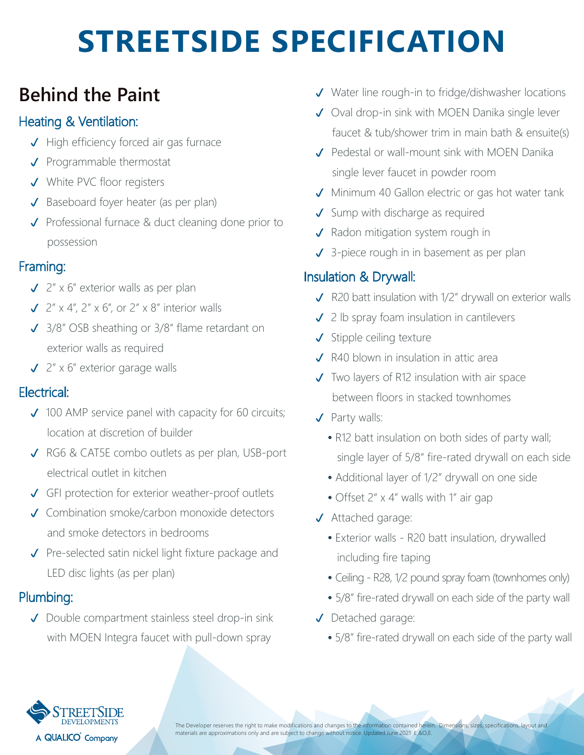# STREETSIDE SPECIFICATION

## Behind the Paint

### Heating & Ventilation:

- ✓ High efficiency forced air gas furnace
- ✓ Programmable thermostat
- ✓ White PVC floor registers
- ✓ Baseboard foyer heater (as per plan)
- ✓ Professional furnace & duct cleaning done prior to possession

### Framing:

- ✓ 2" x 6" exterior walls as per plan
- ✓ 2" x 4", 2" x 6", or 2" x 8" interior walls
- ✓ 3/8" OSB sheathing or 3/8" flame retardant on exterior walls as required
- ✓ 2" x 6" exterior garage walls

### Electrical:

- ✓ 100 AMP service panel with capacity for 60 circuits; location at discretion of builder
- ✓ RG6 & CAT5E combo outlets as per plan, USB-port electrical outlet in kitchen
- ✓ GFI protection for exterior weather-proof outlets
- ✓ Combination smoke/carbon monoxide detectors and smoke detectors in bedrooms
- ✓ Pre-selected satin nickel light fixture package and LED disc lights (as per plan)

### Plumbing:

- ✓ Double compartment stainless steel drop-in sink with MOEN Integra faucet with pull-down spray
- ✓ Water line rough-in to fridge/dishwasher locations
- ✓ Oval drop-in sink with MOEN Danika single lever faucet & tub/shower trim in main bath & ensuite(s)
- ✓ Pedestal or wall-mount sink with MOEN Danika single lever faucet in powder room
- ✓ Minimum 40 Gallon electric or gas hot water tank
- ✓ Sump with discharge as required
- ✓ Radon mitigation system rough in
- ✓ 3-piece rough in in basement as per plan

### Insulation & Drywall:

- ✓ R20 batt insulation with 1/2" drywall on exterior walls
- ✓ 2 lb spray foam insulation in cantilevers
- ✓ Stipple ceiling texture
- ✓ R40 blown in insulation in attic area
- ✓ Two layers of R12 insulation with air space between floors in stacked townhomes
- ✓ Party walls:
  - R12 batt insulation on both sides of party wall; single layer of 5/8" fire-rated drywall on each side
  - Additional layer of 1/2" drywall on one side
  - Offset 2" x 4" walls with 1" air gap
- ✓ Attached garage:
  - Exterior walls - R20 batt insulation, drywalled including fire taping
  - Ceiling - R28, 1/2 pound spray foam (townhomes only)
  - 5/8" fire-rated drywall on each side of the party wall
- ✓ Detached garage:
  - 5/8" fire-rated drywall on each side of the party wall

StreetSide Developments
A QUALICO® Company

The Developer reserves the right to make modifications and changes to the information contained herein. Dimensions, sizes, specifications, layout and materials are approximations only and are subject to change without notice. Updated June 2021 E.&O.E.